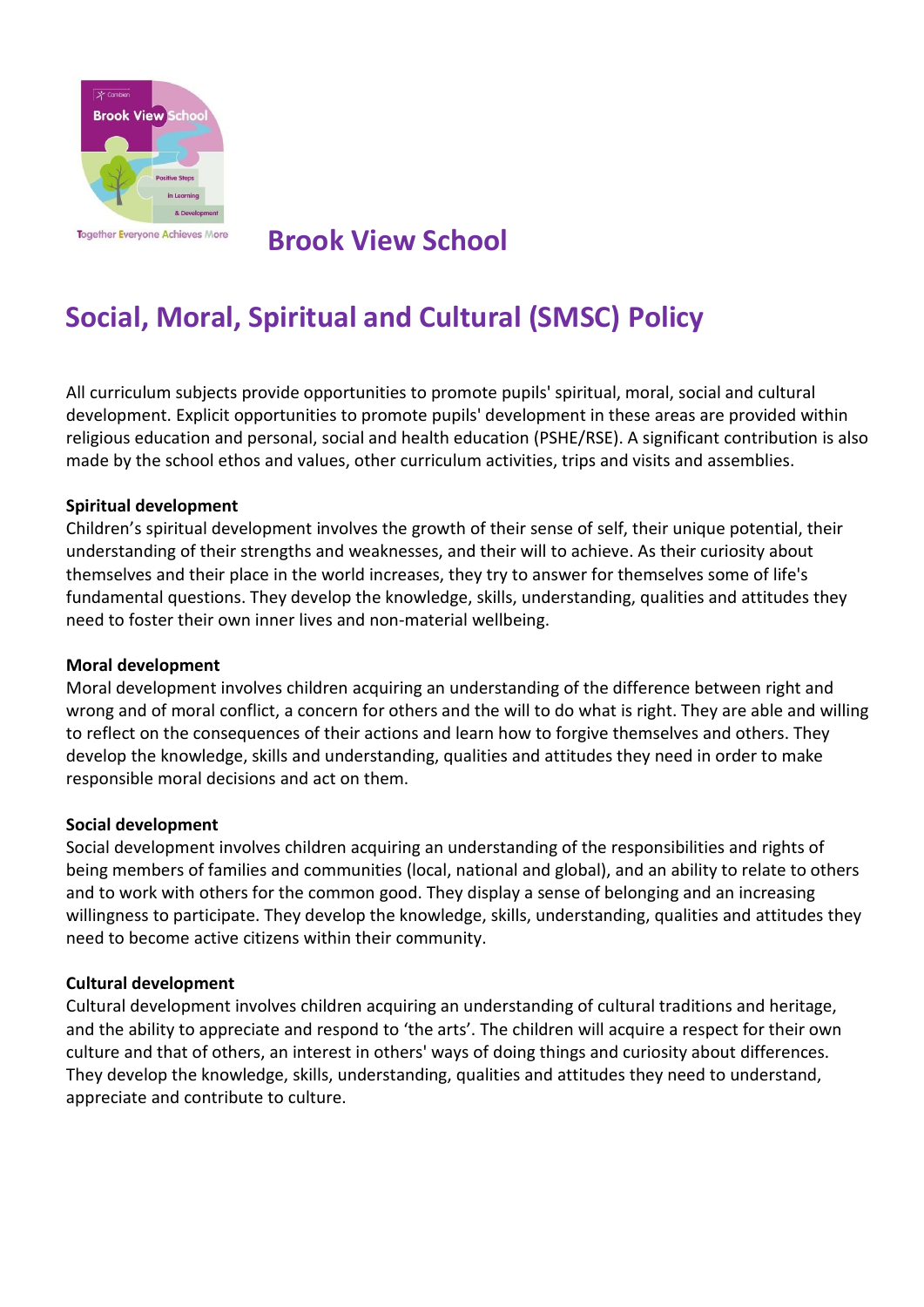Together Everyone Achieves More

# Brook View School

## Social, Moral, Spiritual and Cultural (SMSC) Policy

All curriculum subjects provide opportunities to promote pupils' spiritual, moral, social and cultural development. Explicit opportunities to promote pupils' development in these areas are provided within religious education and personal, social and health education (PSHE/RSE). A significant contribution is also made by the school ethos and values, other curriculum activities, trips and visits and assemblies.

**Spiritual development**
Children's spiritual development involves the growth of their sense of self, their unique potential, their understanding of their strengths and weaknesses, and their will to achieve. As their curiosity about themselves and their place in the world increases, they try to answer for themselves some of life's fundamental questions. They develop the knowledge, skills, understanding, qualities and attitudes they need to foster their own inner lives and non-material wellbeing.

**Moral development**
Moral development involves children acquiring an understanding of the difference between right and wrong and of moral conflict, a concern for others and the will to do what is right. They are able and willing to reflect on the consequences of their actions and learn how to forgive themselves and others. They develop the knowledge, skills and understanding, qualities and attitudes they need in order to make responsible moral decisions and act on them.

**Social development**
Social development involves children acquiring an understanding of the responsibilities and rights of being members of families and communities (local, national and global), and an ability to relate to others and to work with others for the common good. They display a sense of belonging and an increasing willingness to participate. They develop the knowledge, skills, understanding, qualities and attitudes they need to become active citizens within their community.

**Cultural development**
Cultural development involves children acquiring an understanding of cultural traditions and heritage, and the ability to appreciate and respond to 'the arts'. The children will acquire a respect for their own culture and that of others, an interest in others' ways of doing things and curiosity about differences. They develop the knowledge, skills, understanding, qualities and attitudes they need to understand, appreciate and contribute to culture.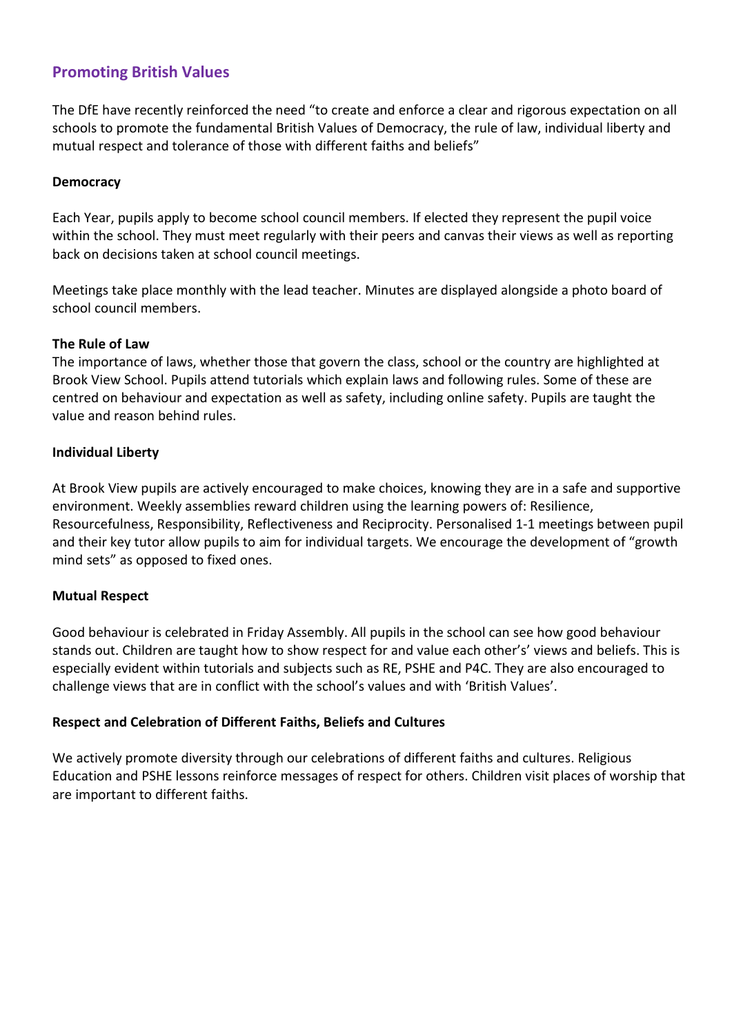## Promoting British Values

The DfE have recently reinforced the need "to create and enforce a clear and rigorous expectation on all schools to promote the fundamental British Values of Democracy, the rule of law, individual liberty and mutual respect and tolerance of those with different faiths and beliefs"

**Democracy**

Each Year, pupils apply to become school council members. If elected they represent the pupil voice within the school. They must meet regularly with their peers and canvas their views as well as reporting back on decisions taken at school council meetings.

Meetings take place monthly with the lead teacher. Minutes are displayed alongside a photo board of school council members.

**The Rule of Law**

The importance of laws, whether those that govern the class, school or the country are highlighted at Brook View School. Pupils attend tutorials which explain laws and following rules. Some of these are centred on behaviour and expectation as well as safety, including online safety. Pupils are taught the value and reason behind rules.

**Individual Liberty**

At Brook View pupils are actively encouraged to make choices, knowing they are in a safe and supportive environment. Weekly assemblies reward children using the learning powers of: Resilience, Resourcefulness, Responsibility, Reflectiveness and Reciprocity. Personalised 1-1 meetings between pupil and their key tutor allow pupils to aim for individual targets. We encourage the development of "growth mind sets" as opposed to fixed ones.

**Mutual Respect**

Good behaviour is celebrated in Friday Assembly. All pupils in the school can see how good behaviour stands out. Children are taught how to show respect for and value each other's' views and beliefs. This is especially evident within tutorials and subjects such as RE, PSHE and P4C. They are also encouraged to challenge views that are in conflict with the school's values and with 'British Values'.

**Respect and Celebration of Different Faiths, Beliefs and Cultures**

We actively promote diversity through our celebrations of different faiths and cultures. Religious Education and PSHE lessons reinforce messages of respect for others. Children visit places of worship that are important to different faiths.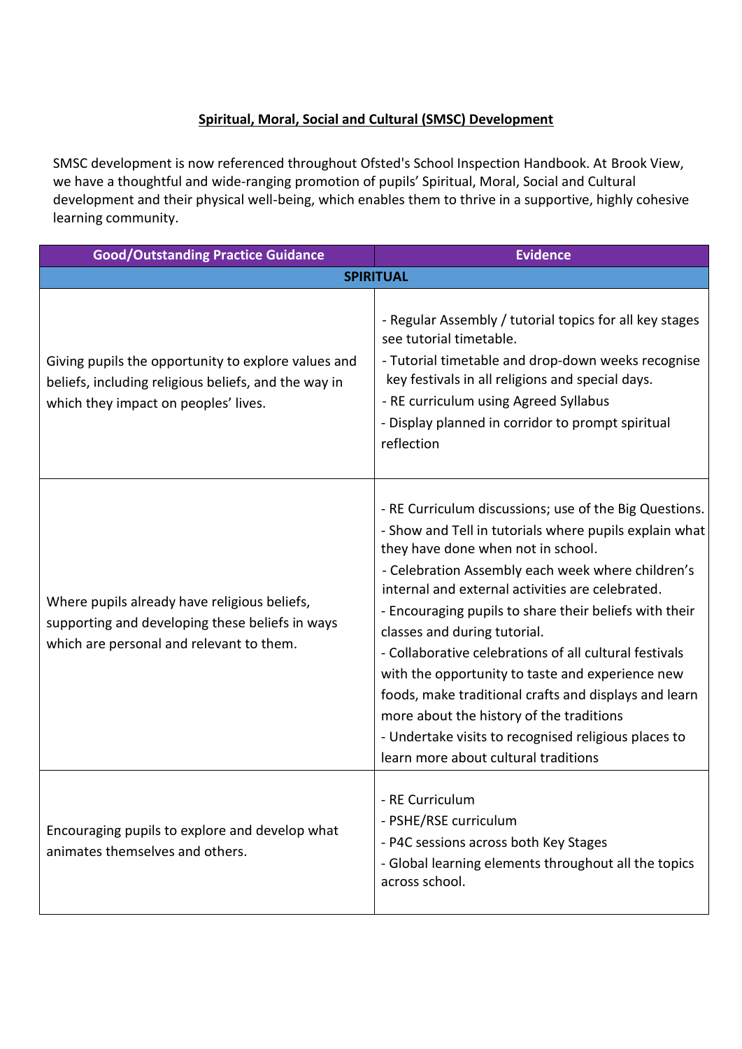**Spiritual, Moral, Social and Cultural (SMSC) Development**

SMSC development is now referenced throughout Ofsted's School Inspection Handbook. At Brook View, we have a thoughtful and wide-ranging promotion of pupils' Spiritual, Moral, Social and Cultural development and their physical well-being, which enables them to thrive in a supportive, highly cohesive learning community.

| Good/Outstanding Practice Guidance | Evidence |
|---|---|
| **SPIRITUAL** | |
| Giving pupils the opportunity to explore values and beliefs, including religious beliefs, and the way in which they impact on peoples' lives. | - Regular Assembly / tutorial topics for all key stages see tutorial timetable.<br>- Tutorial timetable and drop-down weeks recognise key festivals in all religions and special days.<br>- RE curriculum using Agreed Syllabus<br>- Display planned in corridor to prompt spiritual reflection |
| Where pupils already have religious beliefs, supporting and developing these beliefs in ways which are personal and relevant to them. | - RE Curriculum discussions; use of the Big Questions.<br>- Show and Tell in tutorials where pupils explain what they have done when not in school.<br>- Celebration Assembly each week where children's internal and external activities are celebrated.<br>- Encouraging pupils to share their beliefs with their classes and during tutorial.<br>- Collaborative celebrations of all cultural festivals with the opportunity to taste and experience new foods, make traditional crafts and displays and learn more about the history of the traditions<br>- Undertake visits to recognised religious places to learn more about cultural traditions |
| Encouraging pupils to explore and develop what animates themselves and others. | - RE Curriculum<br>- PSHE/RSE curriculum<br>- P4C sessions across both Key Stages<br>- Global learning elements throughout all the topics across school. |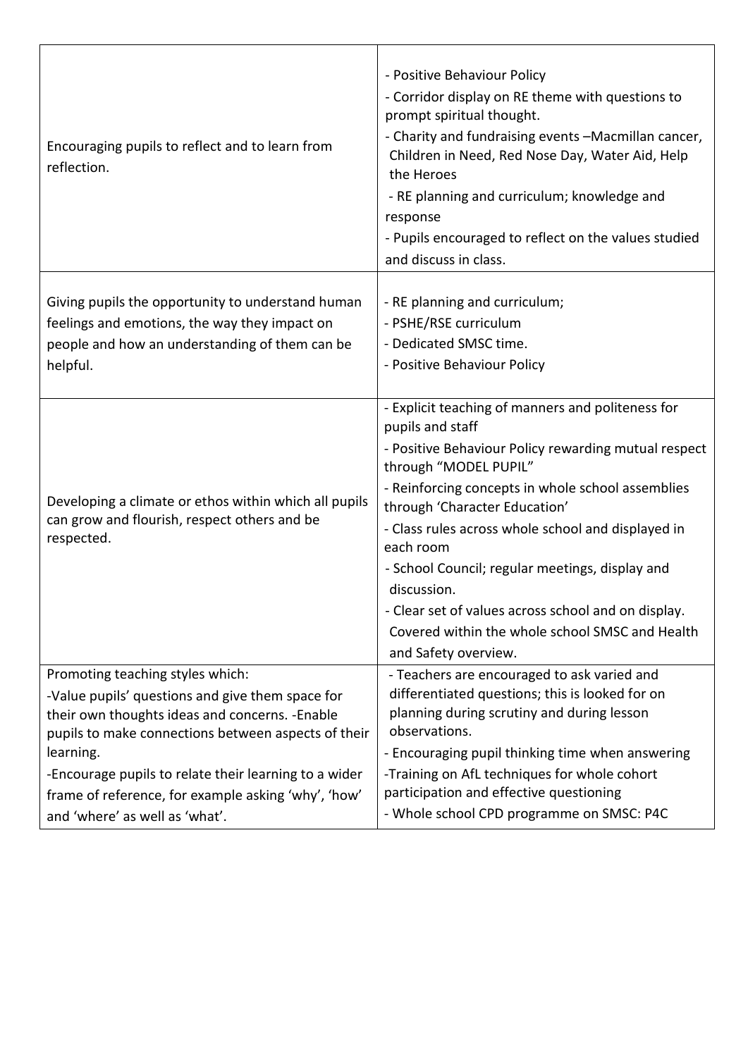| | |
|---|---|
| Encouraging pupils to reflect and to learn from reflection. | - Positive Behaviour Policy<br>- Corridor display on RE theme with questions to prompt spiritual thought.<br>- Charity and fundraising events –Macmillan cancer, Children in Need, Red Nose Day, Water Aid, Help the Heroes<br>- RE planning and curriculum; knowledge and response<br>- Pupils encouraged to reflect on the values studied and discuss in class. |
| Giving pupils the opportunity to understand human feelings and emotions, the way they impact on people and how an understanding of them can be helpful. | - RE planning and curriculum;<br>- PSHE/RSE curriculum<br>- Dedicated SMSC time.<br>- Positive Behaviour Policy |
| Developing a climate or ethos within which all pupils can grow and flourish, respect others and be respected. | - Explicit teaching of manners and politeness for pupils and staff<br>- Positive Behaviour Policy rewarding mutual respect through "MODEL PUPIL"<br>- Reinforcing concepts in whole school assemblies through 'Character Education'<br>- Class rules across whole school and displayed in each room<br>- School Council; regular meetings, display and discussion.<br>- Clear set of values across school and on display. Covered within the whole school SMSC and Health and Safety overview. |
| Promoting teaching styles which:<br>-Value pupils' questions and give them space for their own thoughts ideas and concerns. -Enable pupils to make connections between aspects of their learning.<br>-Encourage pupils to relate their learning to a wider frame of reference, for example asking 'why', 'how' and 'where' as well as 'what'. | - Teachers are encouraged to ask varied and differentiated questions; this is looked for on planning during scrutiny and during lesson observations.<br>- Encouraging pupil thinking time when answering<br>-Training on AfL techniques for whole cohort participation and effective questioning<br>- Whole school CPD programme on SMSC: P4C |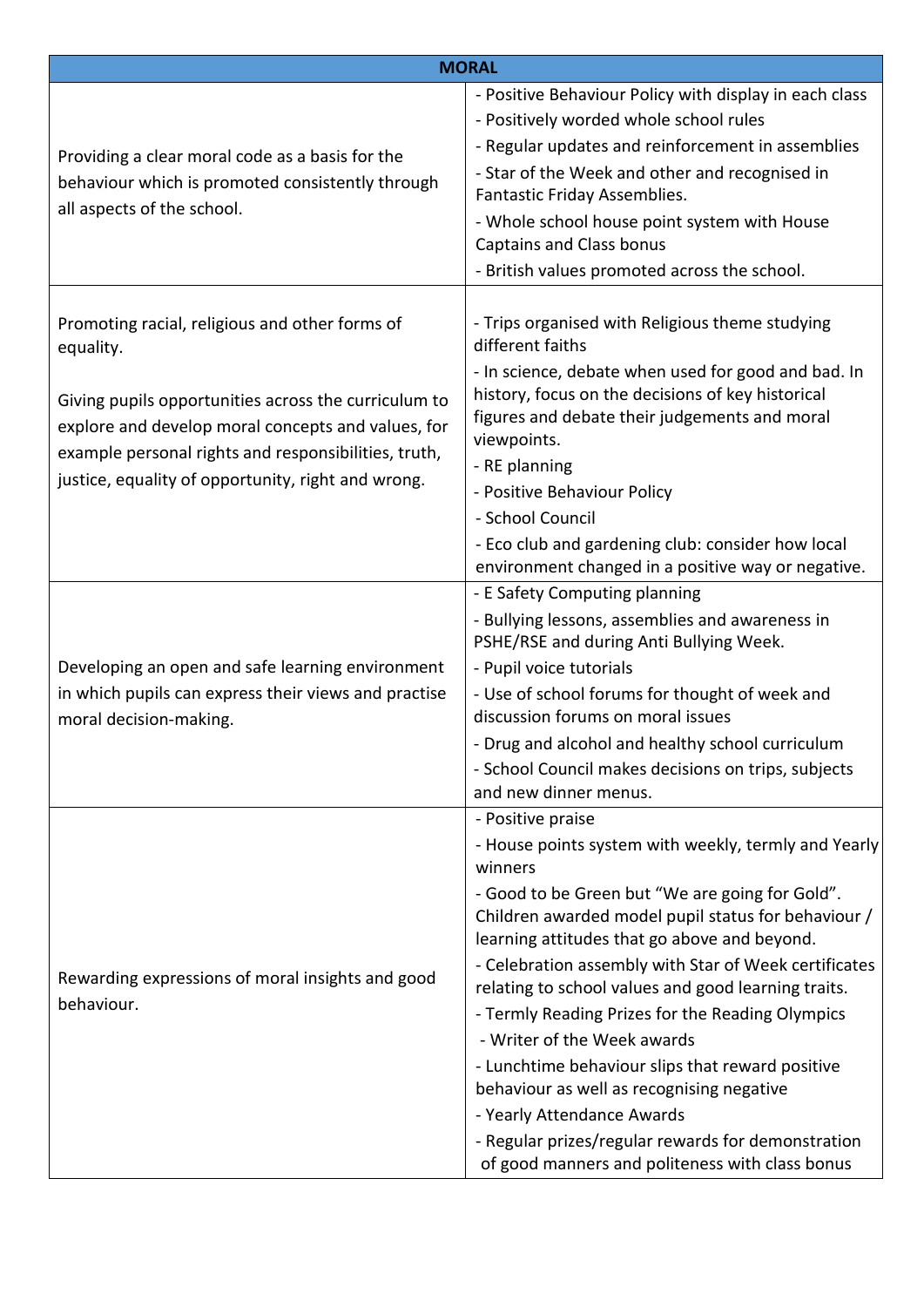| MORAL | |
|---|---|
| Providing a clear moral code as a basis for the behaviour which is promoted consistently through all aspects of the school. | - Positive Behaviour Policy with display in each class<br>- Positively worded whole school rules<br>- Regular updates and reinforcement in assemblies<br>- Star of the Week and other and recognised in Fantastic Friday Assemblies.<br>- Whole school house point system with House Captains and Class bonus<br>- British values promoted across the school. |
| Promoting racial, religious and other forms of equality.<br><br>Giving pupils opportunities across the curriculum to explore and develop moral concepts and values, for example personal rights and responsibilities, truth, justice, equality of opportunity, right and wrong. | - Trips organised with Religious theme studying different faiths<br>- In science, debate when used for good and bad. In history, focus on the decisions of key historical figures and debate their judgements and moral viewpoints.<br>- RE planning<br>- Positive Behaviour Policy<br>- School Council<br>- Eco club and gardening club: consider how local environment changed in a positive way or negative. |
| Developing an open and safe learning environment in which pupils can express their views and practise moral decision-making. | - E Safety Computing planning<br>- Bullying lessons, assemblies and awareness in PSHE/RSE and during Anti Bullying Week.<br>- Pupil voice tutorials<br>- Use of school forums for thought of week and discussion forums on moral issues<br>- Drug and alcohol and healthy school curriculum<br>- School Council makes decisions on trips, subjects and new dinner menus. |
| Rewarding expressions of moral insights and good behaviour. | - Positive praise<br>- House points system with weekly, termly and Yearly winners<br>- Good to be Green but "We are going for Gold". Children awarded model pupil status for behaviour / learning attitudes that go above and beyond.<br>- Celebration assembly with Star of Week certificates relating to school values and good learning traits.<br>- Termly Reading Prizes for the Reading Olympics<br>- Writer of the Week awards<br>- Lunchtime behaviour slips that reward positive behaviour as well as recognising negative<br>- Yearly Attendance Awards<br>- Regular prizes/regular rewards for demonstration of good manners and politeness with class bonus |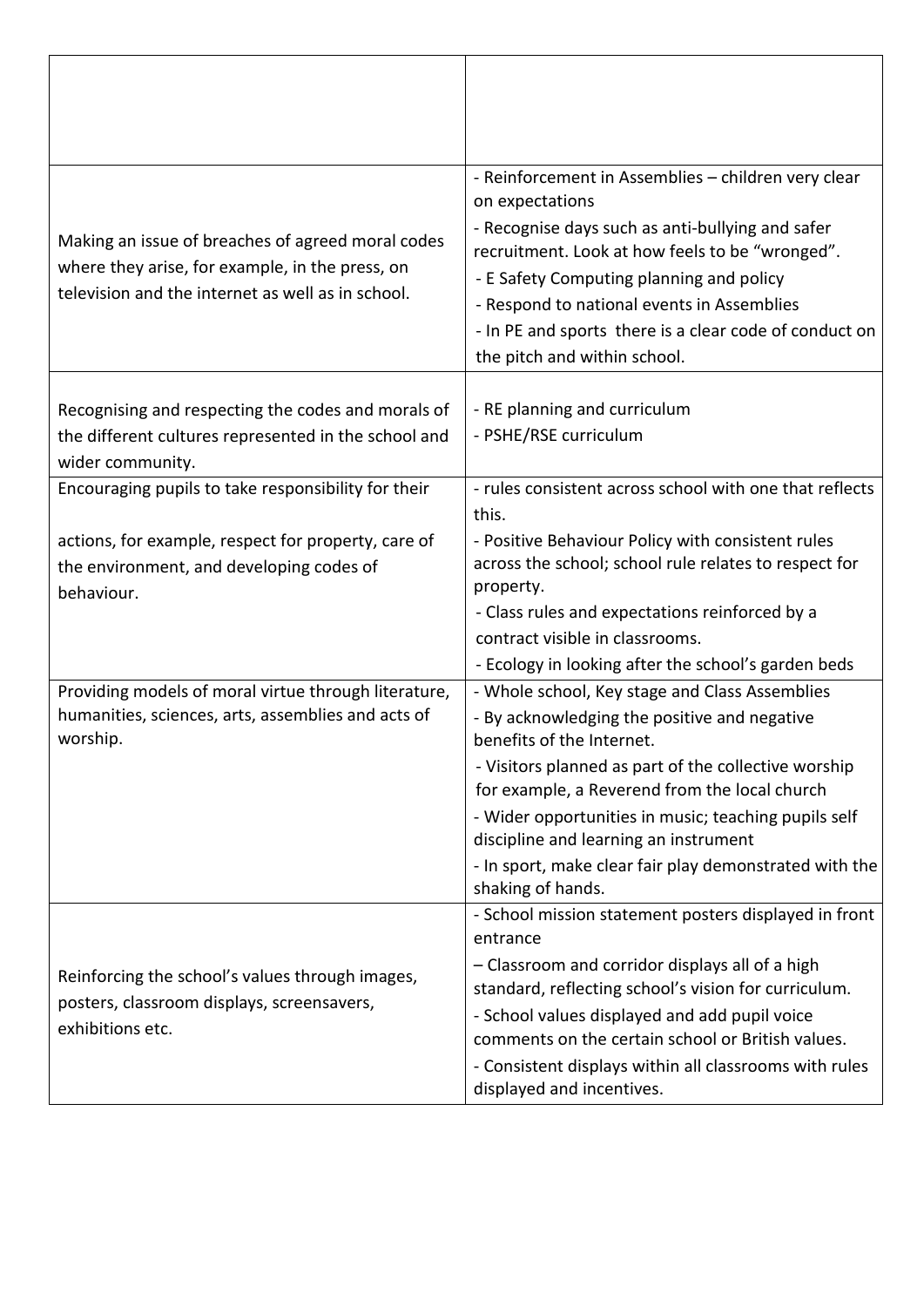| | |
|---|---|
| | |
| Making an issue of breaches of agreed moral codes where they arise, for example, in the press, on television and the internet as well as in school. | - Reinforcement in Assemblies – children very clear on expectations<br>- Recognise days such as anti-bullying and safer recruitment. Look at how feels to be "wronged".<br>- E Safety Computing planning and policy<br>- Respond to national events in Assemblies<br>- In PE and sports there is a clear code of conduct on the pitch and within school. |
| Recognising and respecting the codes and morals of the different cultures represented in the school and wider community. | - RE planning and curriculum<br>- PSHE/RSE curriculum |
| Encouraging pupils to take responsibility for their<br><br>actions, for example, respect for property, care of the environment, and developing codes of behaviour. | - rules consistent across school with one that reflects this.<br>- Positive Behaviour Policy with consistent rules across the school; school rule relates to respect for property.<br>- Class rules and expectations reinforced by a contract visible in classrooms.<br>- Ecology in looking after the school's garden beds |
| Providing models of moral virtue through literature, humanities, sciences, arts, assemblies and acts of worship. | - Whole school, Key stage and Class Assemblies<br>- By acknowledging the positive and negative benefits of the Internet.<br>- Visitors planned as part of the collective worship for example, a Reverend from the local church<br>- Wider opportunities in music; teaching pupils self discipline and learning an instrument<br>- In sport, make clear fair play demonstrated with the shaking of hands. |
| Reinforcing the school's values through images, posters, classroom displays, screensavers, exhibitions etc. | - School mission statement posters displayed in front entrance<br>– Classroom and corridor displays all of a high standard, reflecting school's vision for curriculum.<br>- School values displayed and add pupil voice comments on the certain school or British values.<br>- Consistent displays within all classrooms with rules displayed and incentives. |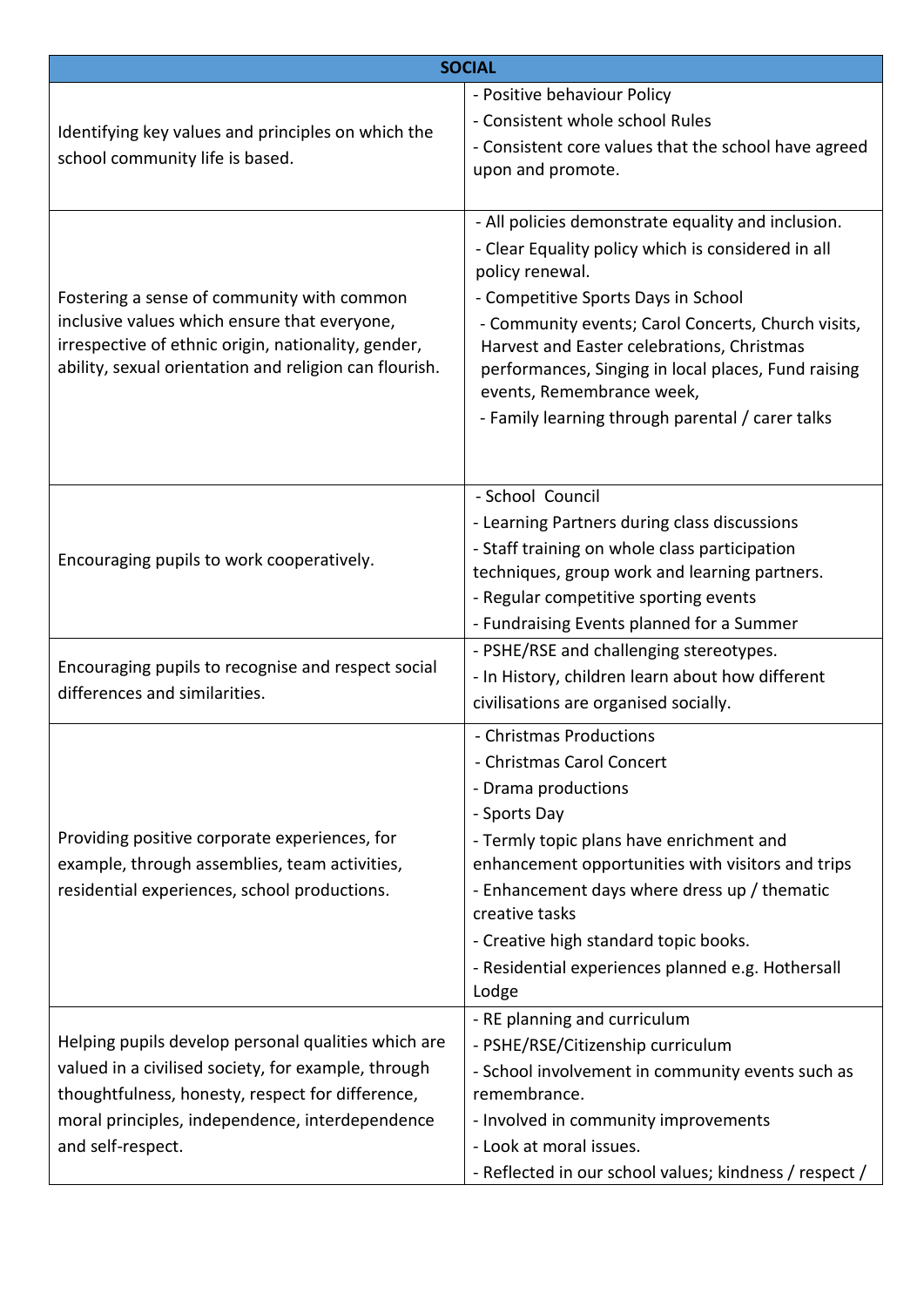| SOCIAL | |
|---|---|
| Identifying key values and principles on which the school community life is based. | - Positive behaviour Policy<br>- Consistent whole school Rules<br>- Consistent core values that the school have agreed upon and promote. |
| Fostering a sense of community with common inclusive values which ensure that everyone, irrespective of ethnic origin, nationality, gender, ability, sexual orientation and religion can flourish. | - All policies demonstrate equality and inclusion.<br>- Clear Equality policy which is considered in all policy renewal.<br>- Competitive Sports Days in School<br>- Community events; Carol Concerts, Church visits, Harvest and Easter celebrations, Christmas performances, Singing in local places, Fund raising events, Remembrance week,<br>- Family learning through parental / carer talks |
| Encouraging pupils to work cooperatively. | - School Council<br>- Learning Partners during class discussions<br>- Staff training on whole class participation techniques, group work and learning partners.<br>- Regular competitive sporting events<br>- Fundraising Events planned for a Summer |
| Encouraging pupils to recognise and respect social differences and similarities. | - PSHE/RSE and challenging stereotypes.<br>- In History, children learn about how different civilisations are organised socially. |
| Providing positive corporate experiences, for example, through assemblies, team activities, residential experiences, school productions. | - Christmas Productions<br>- Christmas Carol Concert<br>- Drama productions<br>- Sports Day<br>- Termly topic plans have enrichment and enhancement opportunities with visitors and trips<br>- Enhancement days where dress up / thematic creative tasks<br>- Creative high standard topic books.<br>- Residential experiences planned e.g. Hothersall Lodge |
| Helping pupils develop personal qualities which are valued in a civilised society, for example, through thoughtfulness, honesty, respect for difference, moral principles, independence, interdependence and self-respect. | - RE planning and curriculum<br>- PSHE/RSE/Citizenship curriculum<br>- School involvement in community events such as remembrance.<br>- Involved in community improvements<br>- Look at moral issues.<br>- Reflected in our school values; kindness / respect / |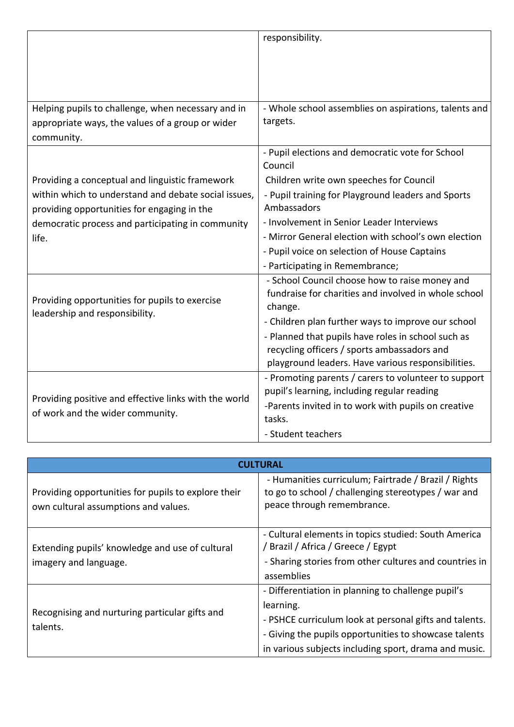| | |
|---|---|
| | responsibility. |
| Helping pupils to challenge, when necessary and in appropriate ways, the values of a group or wider community. | - Whole school assemblies on aspirations, talents and targets. |
| Providing a conceptual and linguistic framework within which to understand and debate social issues, providing opportunities for engaging in the democratic process and participating in community life. | - Pupil elections and democratic vote for School Council<br>Children write own speeches for Council<br>- Pupil training for Playground leaders and Sports Ambassadors<br>- Involvement in Senior Leader Interviews<br>- Mirror General election with school's own election<br>- Pupil voice on selection of House Captains<br>- Participating in Remembrance; |
| Providing opportunities for pupils to exercise leadership and responsibility. | - School Council choose how to raise money and fundraise for charities and involved in whole school change.<br>- Children plan further ways to improve our school<br>- Planned that pupils have roles in school such as recycling officers / sports ambassadors and playground leaders. Have various responsibilities. |
| Providing positive and effective links with the world of work and the wider community. | - Promoting parents / carers to volunteer to support pupil's learning, including regular reading<br>-Parents invited in to work with pupils on creative tasks.<br>- Student teachers |

| **CULTURAL** | |
|---|---|
| Providing opportunities for pupils to explore their own cultural assumptions and values. | - Humanities curriculum; Fairtrade / Brazil / Rights to go to school / challenging stereotypes / war and peace through remembrance. |
| Extending pupils' knowledge and use of cultural imagery and language. | - Cultural elements in topics studied: South America / Brazil / Africa / Greece / Egypt<br>- Sharing stories from other cultures and countries in assemblies |
| Recognising and nurturing particular gifts and talents. | - Differentiation in planning to challenge pupil's learning.<br>- PSHCE curriculum look at personal gifts and talents.<br>- Giving the pupils opportunities to showcase talents in various subjects including sport, drama and music. |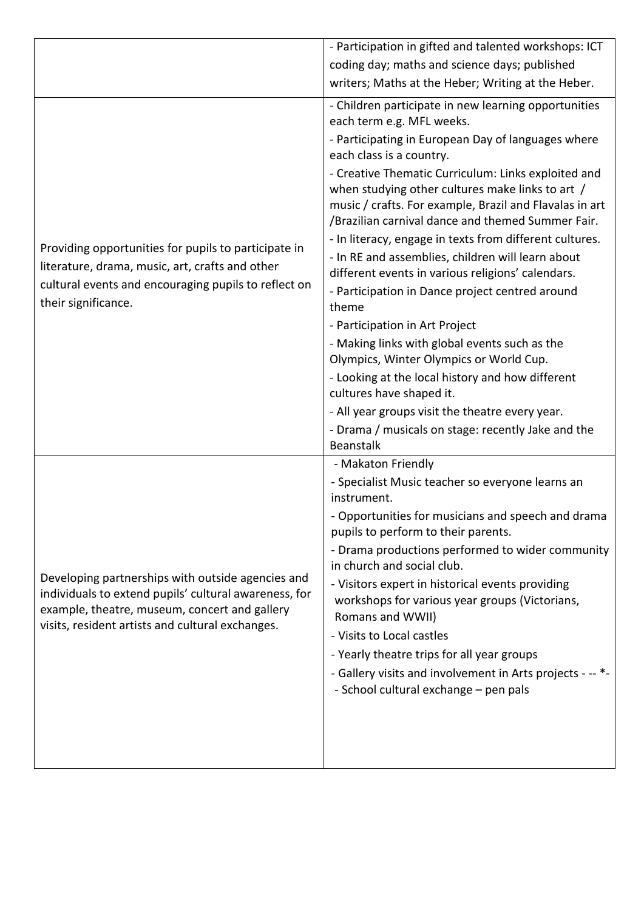| | |
|---|---|
| | - Participation in gifted and talented workshops: ICT coding day; maths and science days; published writers; Maths at the Heber; Writing at the Heber. |
| Providing opportunities for pupils to participate in literature, drama, music, art, crafts and other cultural events and encouraging pupils to reflect on their significance. | - Children participate in new learning opportunities each term e.g. MFL weeks.<br>- Participating in European Day of languages where each class is a country.<br>- Creative Thematic Curriculum: Links exploited and when studying other cultures make links to art / music / crafts. For example, Brazil and Flavalas in art /Brazilian carnival dance and themed Summer Fair.<br>- In literacy, engage in texts from different cultures.<br>- In RE and assemblies, children will learn about different events in various religions' calendars.<br>- Participation in Dance project centred around theme<br>- Participation in Art Project<br>- Making links with global events such as the Olympics, Winter Olympics or World Cup.<br>- Looking at the local history and how different cultures have shaped it.<br>- All year groups visit the theatre every year.<br>- Drama / musicals on stage: recently Jake and the Beanstalk |
| Developing partnerships with outside agencies and individuals to extend pupils' cultural awareness, for example, theatre, museum, concert and gallery visits, resident artists and cultural exchanges. | - Makaton Friendly<br>- Specialist Music teacher so everyone learns an instrument.<br>- Opportunities for musicians and speech and drama pupils to perform to their parents.<br>- Drama productions performed to wider community in church and social club.<br>- Visitors expert in historical events providing workshops for various year groups (Victorians, Romans and WWII)<br>- Visits to Local castles<br>- Yearly theatre trips for all year groups<br>- Gallery visits and involvement in Arts projects - -- *-<br>- School cultural exchange – pen pals |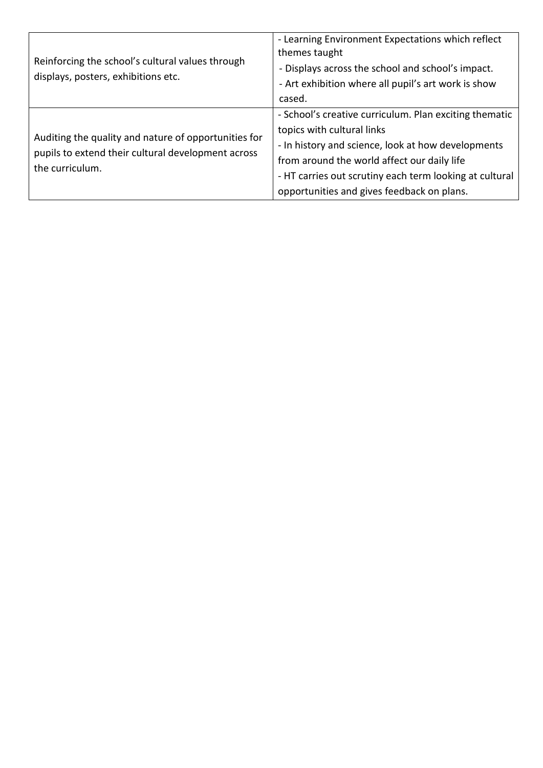| | |
|---|---|
| Reinforcing the school's cultural values through displays, posters, exhibitions etc. | - Learning Environment Expectations which reflect themes taught<br>- Displays across the school and school's impact.<br>- Art exhibition where all pupil's art work is show cased. |
| Auditing the quality and nature of opportunities for pupils to extend their cultural development across the curriculum. | - School's creative curriculum. Plan exciting thematic topics with cultural links<br>- In history and science, look at how developments from around the world affect our daily life<br>- HT carries out scrutiny each term looking at cultural opportunities and gives feedback on plans. |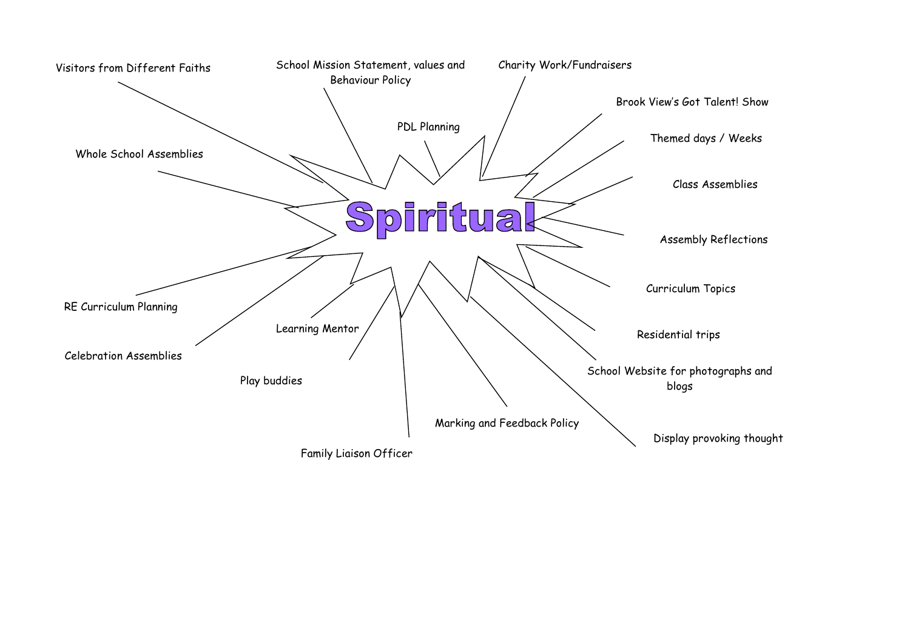# Spiritual

- Visitors from Different Faiths
- School Mission Statement, values and Behaviour Policy
- Charity Work/Fundraisers
- PDL Planning
- Brook View's Got Talent! Show
- Themed days / Weeks
- Whole School Assemblies
- Class Assemblies
- Assembly Reflections
- Curriculum Topics
- RE Curriculum Planning
- Learning Mentor
- Residential trips
- Celebration Assemblies
- School Website for photographs and blogs
- Play buddies
- Marking and Feedback Policy
- Display provoking thought
- Family Liaison Officer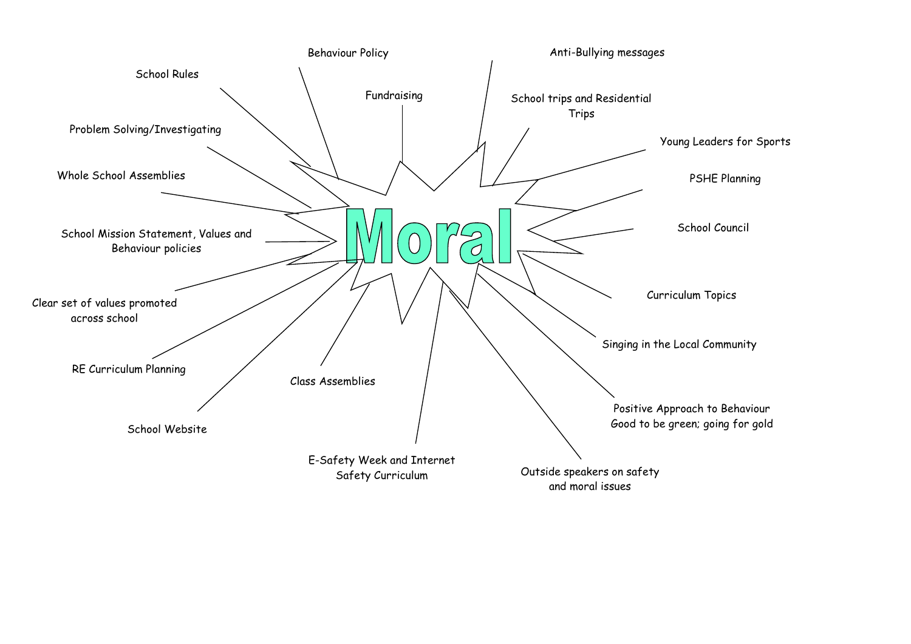# Moral

- School Rules
- Behaviour Policy
- Fundraising
- Anti-Bullying messages
- School trips and Residential Trips
- Young Leaders for Sports
- PSHE Planning
- School Council
- Curriculum Topics
- Singing in the Local Community
- Positive Approach to Behaviour Good to be green; going for gold
- Outside speakers on safety and moral issues
- E-Safety Week and Internet Safety Curriculum
- Class Assemblies
- School Website
- RE Curriculum Planning
- Clear set of values promoted across school
- School Mission Statement, Values and Behaviour policies
- Whole School Assemblies
- Problem Solving/Investigating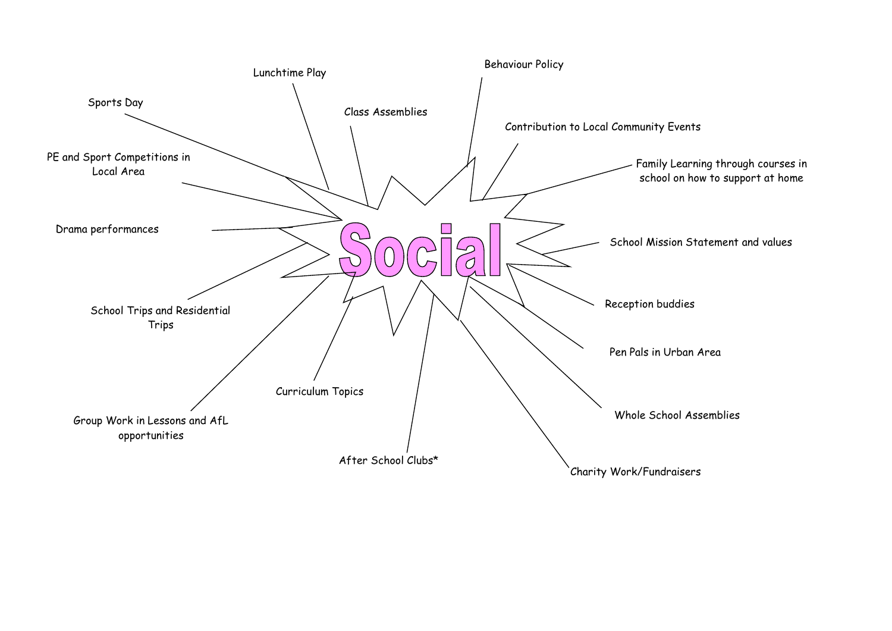# Social

- Sports Day
- Lunchtime Play
- Class Assemblies
- Behaviour Policy
- Contribution to Local Community Events
- Family Learning through courses in school on how to support at home
- PE and Sport Competitions in Local Area
- Drama performances
- School Mission Statement and values
- School Trips and Residential Trips
- Reception buddies
- Pen Pals in Urban Area
- Curriculum Topics
- Group Work in Lessons and AfL opportunities
- Whole School Assemblies
- After School Clubs*
- Charity Work/Fundraisers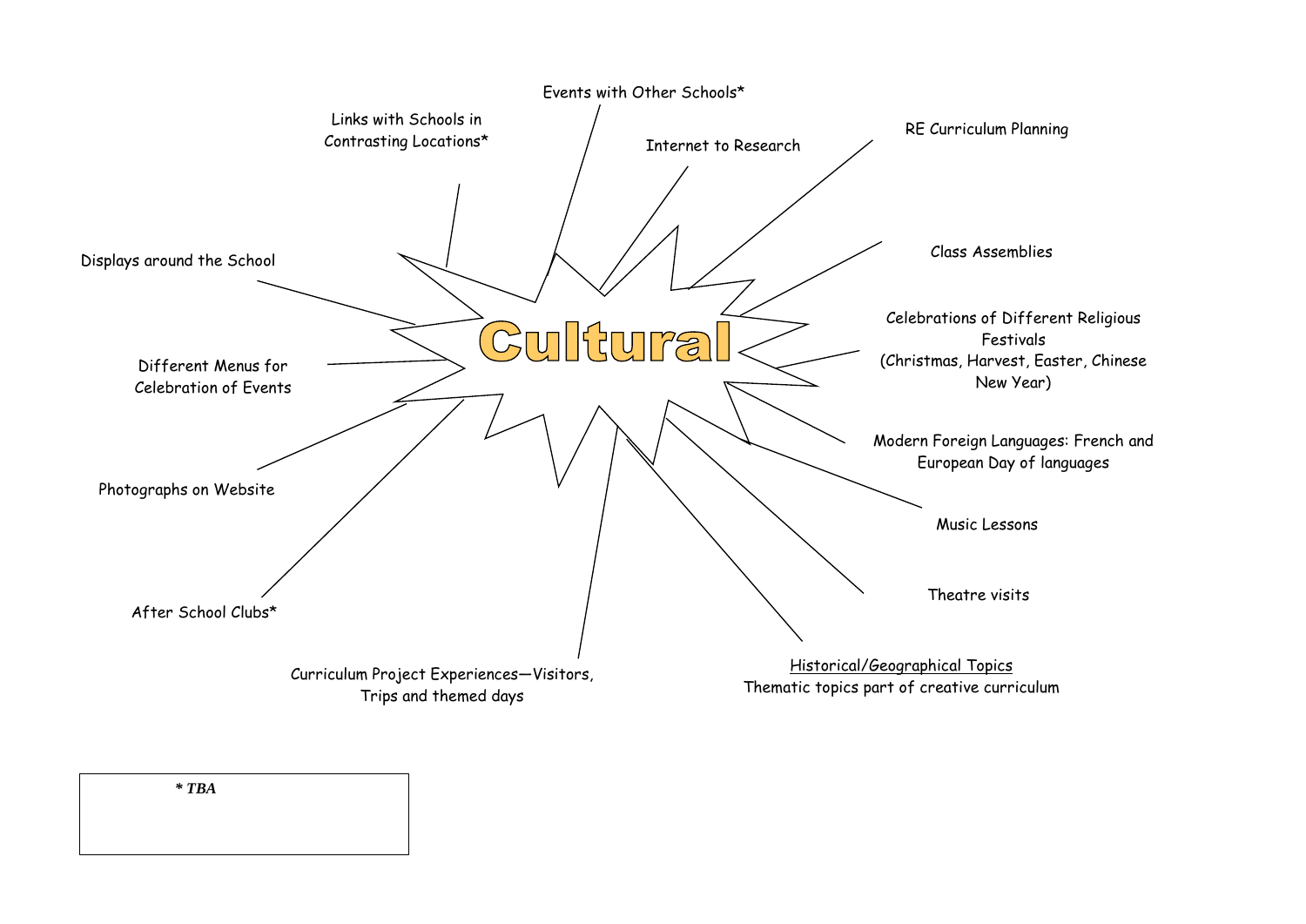# Cultural

Events with Other Schools*

Links with Schools in Contrasting Locations*

Internet to Research

RE Curriculum Planning

Displays around the School

Class Assemblies

Celebrations of Different Religious Festivals
(Christmas, Harvest, Easter, Chinese New Year)

Different Menus for Celebration of Events

Modern Foreign Languages: French and European Day of languages

Photographs on Website

Music Lessons

After School Clubs*

Theatre visits

Curriculum Project Experiences—Visitors, Trips and themed days

Historical/Geographical Topics
Thematic topics part of creative curriculum

***TBA***